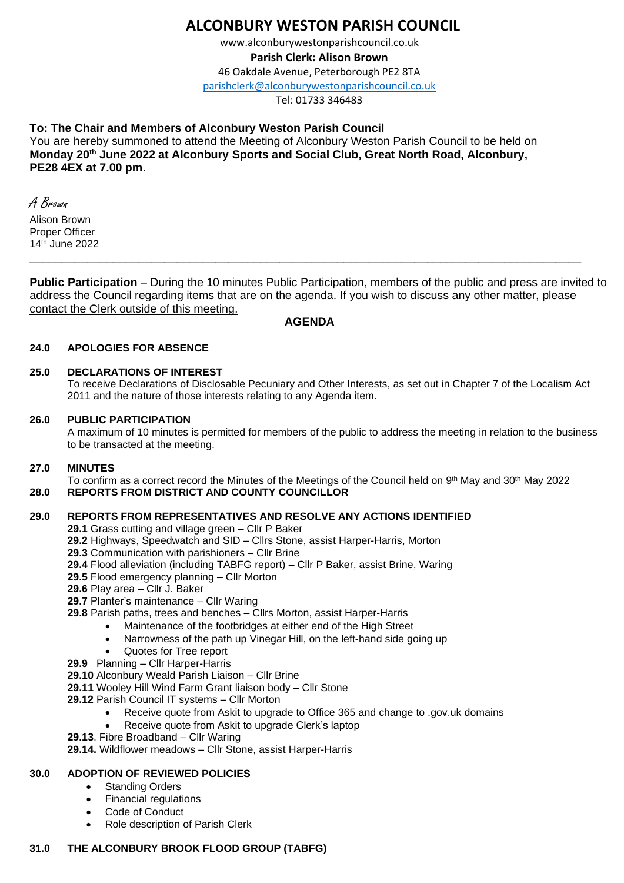# ALCONBURY WESTON PARISH COUNCIL

www.alconburywestonparishcouncil.co.uk
**Parish Clerk: Alison Brown**
46 Oakdale Avenue, Peterborough PE2 8TA
parishclerk@alconburywestonparishcouncil.co.uk
Tel: 01733 346483

**To: The Chair and Members of Alconbury Weston Parish Council**
You are hereby summoned to attend the Meeting of Alconbury Weston Parish Council to be held on **Monday 20th June 2022 at Alconbury Sports and Social Club, Great North Road, Alconbury, PE28 4EX at 7.00 pm**.

*A Brown*
Alison Brown
Proper Officer
14th June 2022

---

**Public Participation** – During the 10 minutes Public Participation, members of the public and press are invited to address the Council regarding items that are on the agenda. If you wish to discuss any other matter, please contact the Clerk outside of this meeting.

## AGENDA

**24.0 APOLOGIES FOR ABSENCE**

**25.0 DECLARATIONS OF INTEREST**
To receive Declarations of Disclosable Pecuniary and Other Interests, as set out in Chapter 7 of the Localism Act 2011 and the nature of those interests relating to any Agenda item.

**26.0 PUBLIC PARTICIPATION**
A maximum of 10 minutes is permitted for members of the public to address the meeting in relation to the business to be transacted at the meeting.

**27.0 MINUTES**
To confirm as a correct record the Minutes of the Meetings of the Council held on 9th May and 30th May 2022

**28.0 REPORTS FROM DISTRICT AND COUNTY COUNCILLOR**

**29.0 REPORTS FROM REPRESENTATIVES AND RESOLVE ANY ACTIONS IDENTIFIED**

**29.1** Grass cutting and village green – Cllr P Baker
**29.2** Highways, Speedwatch and SID – Cllrs Stone, assist Harper-Harris, Morton
**29.3** Communication with parishioners – Cllr Brine
**29.4** Flood alleviation (including TABFG report) – Cllr P Baker, assist Brine, Waring
**29.5** Flood emergency planning – Cllr Morton
**29.6** Play area – Cllr J. Baker
**29.7** Planter's maintenance – Cllr Waring
**29.8** Parish paths, trees and benches – Cllrs Morton, assist Harper-Harris
- Maintenance of the footbridges at either end of the High Street
- Narrowness of the path up Vinegar Hill, on the left-hand side going up
- Quotes for Tree report

**29.9** Planning – Cllr Harper-Harris
**29.10** Alconbury Weald Parish Liaison – Cllr Brine
**29.11** Wooley Hill Wind Farm Grant liaison body – Cllr Stone
**29.12** Parish Council IT systems – Cllr Morton
- Receive quote from Askit to upgrade to Office 365 and change to .gov.uk domains
- Receive quote from Askit to upgrade Clerk's laptop

**29.13**. Fibre Broadband – Cllr Waring
**29.14.** Wildflower meadows – Cllr Stone, assist Harper-Harris

**30.0 ADOPTION OF REVIEWED POLICIES**
- Standing Orders
- Financial regulations
- Code of Conduct
- Role description of Parish Clerk

**31.0 THE ALCONBURY BROOK FLOOD GROUP (TABFG)**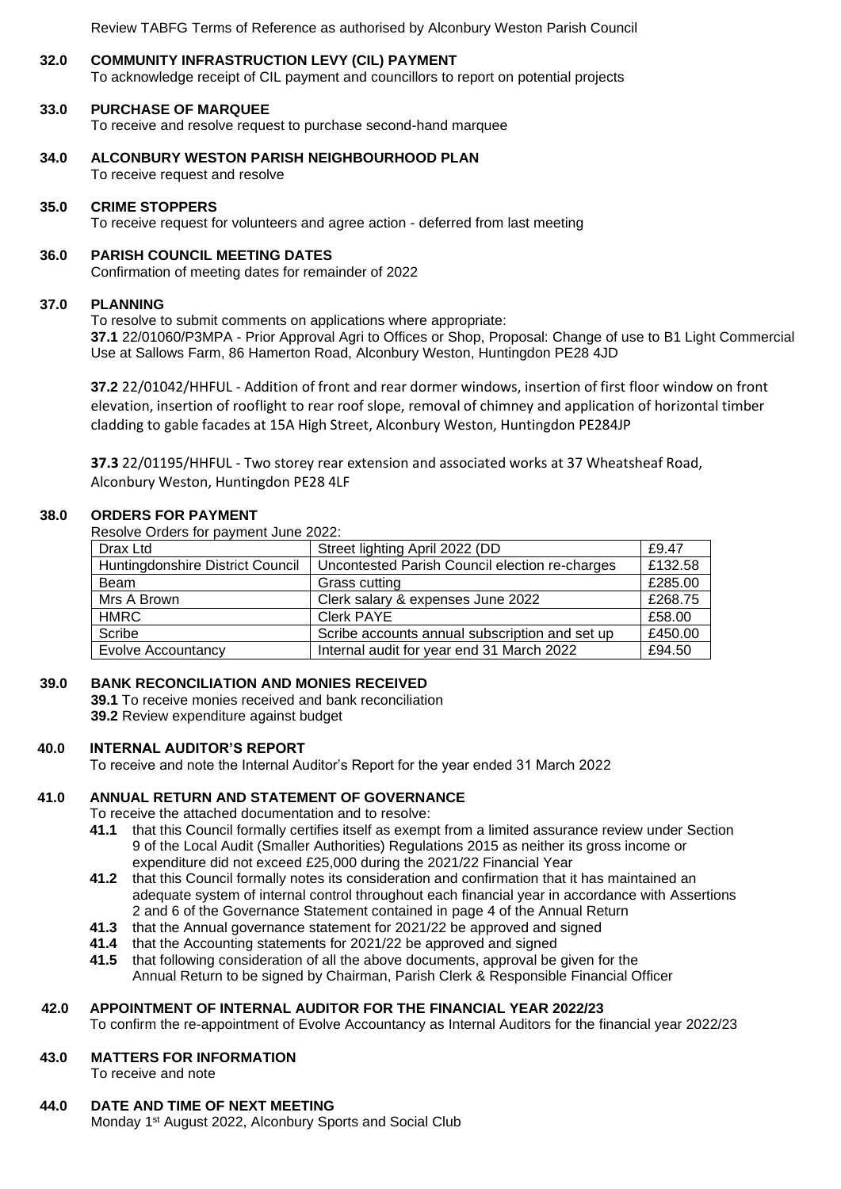Review TABFG Terms of Reference as authorised by Alconbury Weston Parish Council

**32.0 COMMUNITY INFRASTRUCTION LEVY (CIL) PAYMENT**
To acknowledge receipt of CIL payment and councillors to report on potential projects

**33.0 PURCHASE OF MARQUEE**
To receive and resolve request to purchase second-hand marquee

**34.0 ALCONBURY WESTON PARISH NEIGHBOURHOOD PLAN**
To receive request and resolve

**35.0 CRIME STOPPERS**
To receive request for volunteers and agree action - deferred from last meeting

**36.0 PARISH COUNCIL MEETING DATES**
Confirmation of meeting dates for remainder of 2022

**37.0 PLANNING**
To resolve to submit comments on applications where appropriate:

**37.1** 22/01060/P3MPA - Prior Approval Agri to Offices or Shop, Proposal: Change of use to B1 Light Commercial Use at Sallows Farm, 86 Hamerton Road, Alconbury Weston, Huntingdon PE28 4JD

**37.2** 22/01042/HHFUL - Addition of front and rear dormer windows, insertion of first floor window on front elevation, insertion of rooflight to rear roof slope, removal of chimney and application of horizontal timber cladding to gable facades at 15A High Street, Alconbury Weston, Huntingdon PE284JP

**37.3** 22/01195/HHFUL - Two storey rear extension and associated works at 37 Wheatsheaf Road, Alconbury Weston, Huntingdon PE28 4LF

**38.0 ORDERS FOR PAYMENT**
Resolve Orders for payment June 2022:

| | | |
|---|---|---|
| Drax Ltd | Street lighting April 2022 (DD | £9.47 |
| Huntingdonshire District Council | Uncontested Parish Council election re-charges | £132.58 |
| Beam | Grass cutting | £285.00 |
| Mrs A Brown | Clerk salary & expenses June 2022 | £268.75 |
| HMRC | Clerk PAYE | £58.00 |
| Scribe | Scribe accounts annual subscription and set up | £450.00 |
| Evolve Accountancy | Internal audit for year end 31 March 2022 | £94.50 |

**39.0 BANK RECONCILIATION AND MONIES RECEIVED**
**39.1** To receive monies received and bank reconciliation
**39.2** Review expenditure against budget

**40.0 INTERNAL AUDITOR'S REPORT**
To receive and note the Internal Auditor's Report for the year ended 31 March 2022

**41.0 ANNUAL RETURN AND STATEMENT OF GOVERNANCE**
To receive the attached documentation and to resolve:

- **41.1** that this Council formally certifies itself as exempt from a limited assurance review under Section 9 of the Local Audit (Smaller Authorities) Regulations 2015 as neither its gross income or expenditure did not exceed £25,000 during the 2021/22 Financial Year
- **41.2** that this Council formally notes its consideration and confirmation that it has maintained an adequate system of internal control throughout each financial year in accordance with Assertions 2 and 6 of the Governance Statement contained in page 4 of the Annual Return
- **41.3** that the Annual governance statement for 2021/22 be approved and signed
- **41.4** that the Accounting statements for 2021/22 be approved and signed
- **41.5** that following consideration of all the above documents, approval be given for the Annual Return to be signed by Chairman, Parish Clerk & Responsible Financial Officer

**42.0 APPOINTMENT OF INTERNAL AUDITOR FOR THE FINANCIAL YEAR 2022/23**
To confirm the re-appointment of Evolve Accountancy as Internal Auditors for the financial year 2022/23

**43.0 MATTERS FOR INFORMATION**
To receive and note

**44.0 DATE AND TIME OF NEXT MEETING**
Monday 1st August 2022, Alconbury Sports and Social Club